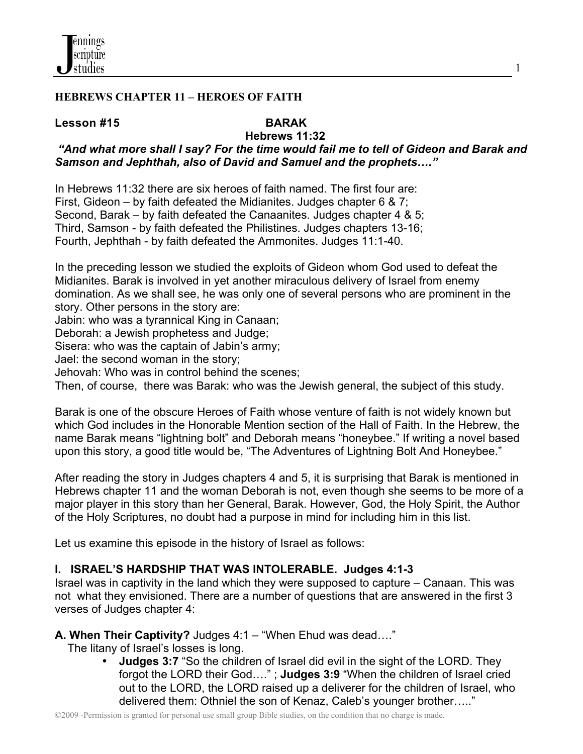## HEBREWS CHAPTER 11 – HEROES OF FAITH

**Lesson #15** **BARAK**

**Hebrews 11:32**

***"And what more shall I say? For the time would fail me to tell of Gideon and Barak and Samson and Jephthah, also of David and Samuel and the prophets…."***

In Hebrews 11:32 there are six heroes of faith named. The first four are:
First, Gideon – by faith defeated the Midianites. Judges chapter 6 & 7;
Second, Barak – by faith defeated the Canaanites. Judges chapter 4 & 5;
Third, Samson - by faith defeated the Philistines. Judges chapters 13-16;
Fourth, Jephthah - by faith defeated the Ammonites. Judges 11:1-40.

In the preceding lesson we studied the exploits of Gideon whom God used to defeat the Midianites. Barak is involved in yet another miraculous delivery of Israel from enemy domination. As we shall see, he was only one of several persons who are prominent in the story. Other persons in the story are:
Jabin: who was a tyrannical King in Canaan;
Deborah: a Jewish prophetess and Judge;
Sisera: who was the captain of Jabin's army;
Jael: the second woman in the story;
Jehovah: Who was in control behind the scenes;
Then, of course, there was Barak: who was the Jewish general, the subject of this study.

Barak is one of the obscure Heroes of Faith whose venture of faith is not widely known but which God includes in the Honorable Mention section of the Hall of Faith. In the Hebrew, the name Barak means "lightning bolt" and Deborah means "honeybee." If writing a novel based upon this story, a good title would be, "The Adventures of Lightning Bolt And Honeybee."

After reading the story in Judges chapters 4 and 5, it is surprising that Barak is mentioned in Hebrews chapter 11 and the woman Deborah is not, even though she seems to be more of a major player in this story than her General, Barak. However, God, the Holy Spirit, the Author of the Holy Scriptures, no doubt had a purpose in mind for including him in this list.

Let us examine this episode in the history of Israel as follows:

### I. ISRAEL'S HARDSHIP THAT WAS INTOLERABLE. Judges 4:1-3

Israel was in captivity in the land which they were supposed to capture – Canaan. This was not what they envisioned. There are a number of questions that are answered in the first 3 verses of Judges chapter 4:

**A. When Their Captivity?** Judges 4:1 – "When Ehud was dead…."
The litany of Israel's losses is long.

- **Judges 3:7** "So the children of Israel did evil in the sight of the LORD. They forgot the LORD their God…." ; **Judges 3:9** "When the children of Israel cried out to the LORD, the LORD raised up a deliverer for the children of Israel, who delivered them: Othniel the son of Kenaz, Caleb's younger brother….."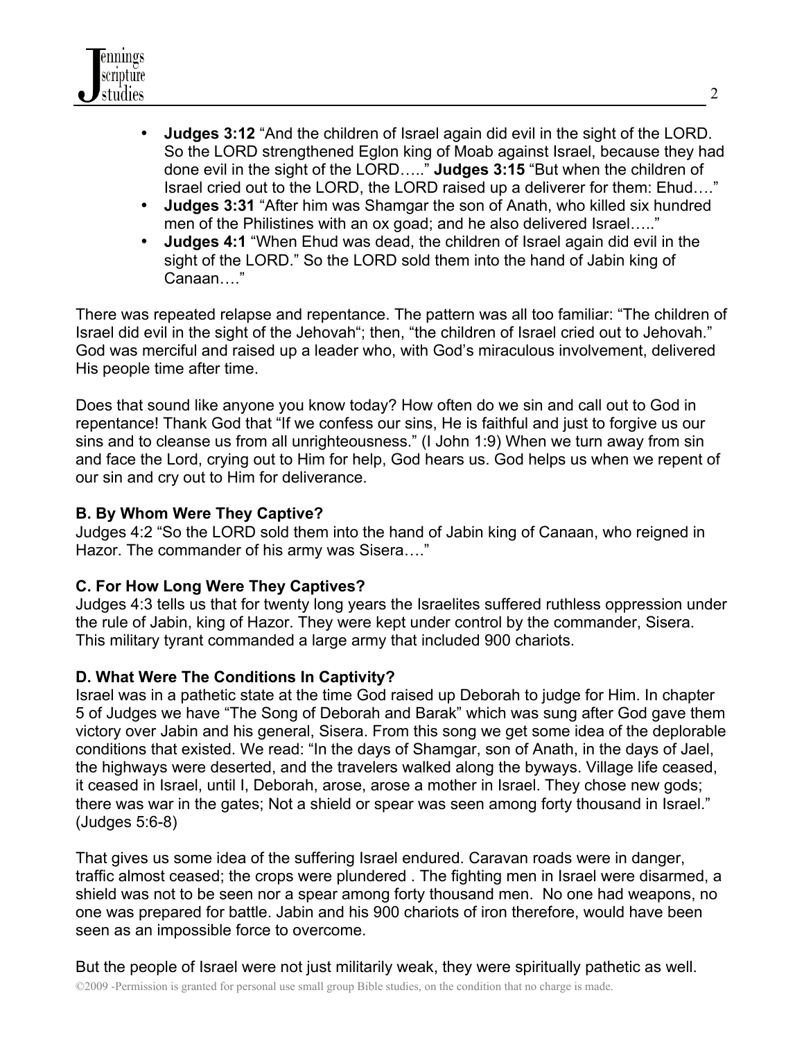- **Judges 3:12** "And the children of Israel again did evil in the sight of the LORD. So the LORD strengthened Eglon king of Moab against Israel, because they had done evil in the sight of the LORD….." **Judges 3:15** "But when the children of Israel cried out to the LORD, the LORD raised up a deliverer for them: Ehud…."
- **Judges 3:31** "After him was Shamgar the son of Anath, who killed six hundred men of the Philistines with an ox goad; and he also delivered Israel….."
- **Judges 4:1** "When Ehud was dead, the children of Israel again did evil in the sight of the LORD." So the LORD sold them into the hand of Jabin king of Canaan…."

There was repeated relapse and repentance. The pattern was all too familiar: "The children of Israel did evil in the sight of the Jehovah"; then, "the children of Israel cried out to Jehovah." God was merciful and raised up a leader who, with God's miraculous involvement, delivered His people time after time.

Does that sound like anyone you know today? How often do we sin and call out to God in repentance! Thank God that "If we confess our sins, He is faithful and just to forgive us our sins and to cleanse us from all unrighteousness." (I John 1:9) When we turn away from sin and face the Lord, crying out to Him for help, God hears us. God helps us when we repent of our sin and cry out to Him for deliverance.

**B. By Whom Were They Captive?**
Judges 4:2 "So the LORD sold them into the hand of Jabin king of Canaan, who reigned in Hazor. The commander of his army was Sisera…."

**C. For How Long Were They Captives?**
Judges 4:3 tells us that for twenty long years the Israelites suffered ruthless oppression under the rule of Jabin, king of Hazor. They were kept under control by the commander, Sisera. This military tyrant commanded a large army that included 900 chariots.

**D. What Were The Conditions In Captivity?**
Israel was in a pathetic state at the time God raised up Deborah to judge for Him. In chapter 5 of Judges we have "The Song of Deborah and Barak" which was sung after God gave them victory over Jabin and his general, Sisera. From this song we get some idea of the deplorable conditions that existed. We read: "In the days of Shamgar, son of Anath, in the days of Jael, the highways were deserted, and the travelers walked along the byways. Village life ceased, it ceased in Israel, until I, Deborah, arose, arose a mother in Israel. They chose new gods; there was war in the gates; Not a shield or spear was seen among forty thousand in Israel." (Judges 5:6-8)

That gives us some idea of the suffering Israel endured. Caravan roads were in danger, traffic almost ceased; the crops were plundered . The fighting men in Israel were disarmed, a shield was not to be seen nor a spear among forty thousand men. No one had weapons, no one was prepared for battle. Jabin and his 900 chariots of iron therefore, would have been seen as an impossible force to overcome.

But the people of Israel were not just militarily weak, they were spiritually pathetic as well.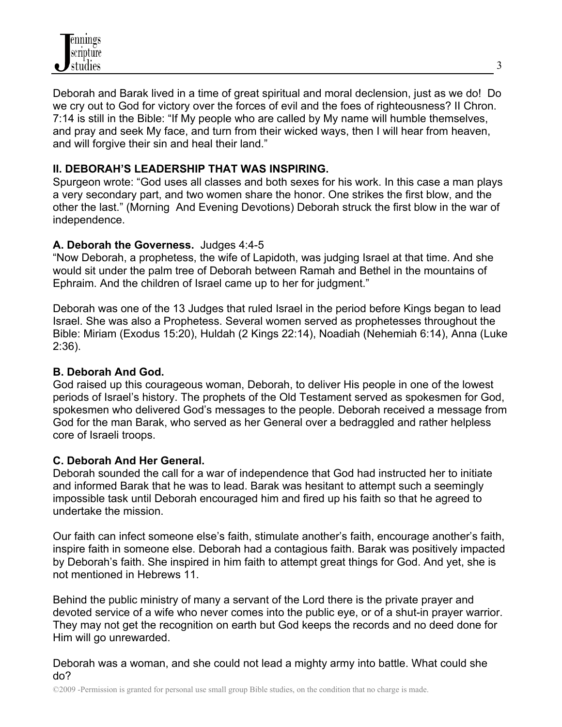Deborah and Barak lived in a time of great spiritual and moral declension, just as we do! Do we cry out to God for victory over the forces of evil and the foes of righteousness? II Chron. 7:14 is still in the Bible: “If My people who are called by My name will humble themselves, and pray and seek My face, and turn from their wicked ways, then I will hear from heaven, and will forgive their sin and heal their land.”

## II. DEBORAH’S LEADERSHIP THAT WAS INSPIRING.

Spurgeon wrote: “God uses all classes and both sexes for his work. In this case a man plays a very secondary part, and two women share the honor. One strikes the first blow, and the other the last.” (Morning And Evening Devotions) Deborah struck the first blow in the war of independence.

### A. Deborah the Governess. Judges 4:4-5

“Now Deborah, a prophetess, the wife of Lapidoth, was judging Israel at that time. And she would sit under the palm tree of Deborah between Ramah and Bethel in the mountains of Ephraim. And the children of Israel came up to her for judgment.”

Deborah was one of the 13 Judges that ruled Israel in the period before Kings began to lead Israel. She was also a Prophetess. Several women served as prophetesses throughout the Bible: Miriam (Exodus 15:20), Huldah (2 Kings 22:14), Noadiah (Nehemiah 6:14), Anna (Luke 2:36).

### B. Deborah And God.

God raised up this courageous woman, Deborah, to deliver His people in one of the lowest periods of Israel’s history. The prophets of the Old Testament served as spokesmen for God, spokesmen who delivered God’s messages to the people. Deborah received a message from God for the man Barak, who served as her General over a bedraggled and rather helpless core of Israeli troops.

### C. Deborah And Her General.

Deborah sounded the call for a war of independence that God had instructed her to initiate and informed Barak that he was to lead. Barak was hesitant to attempt such a seemingly impossible task until Deborah encouraged him and fired up his faith so that he agreed to undertake the mission.

Our faith can infect someone else’s faith, stimulate another’s faith, encourage another’s faith, inspire faith in someone else. Deborah had a contagious faith. Barak was positively impacted by Deborah’s faith. She inspired in him faith to attempt great things for God. And yet, she is not mentioned in Hebrews 11.

Behind the public ministry of many a servant of the Lord there is the private prayer and devoted service of a wife who never comes into the public eye, or of a shut-in prayer warrior. They may not get the recognition on earth but God keeps the records and no deed done for Him will go unrewarded.

Deborah was a woman, and she could not lead a mighty army into battle. What could she do?

©2009 -Permission is granted for personal use small group Bible studies, on the condition that no charge is made.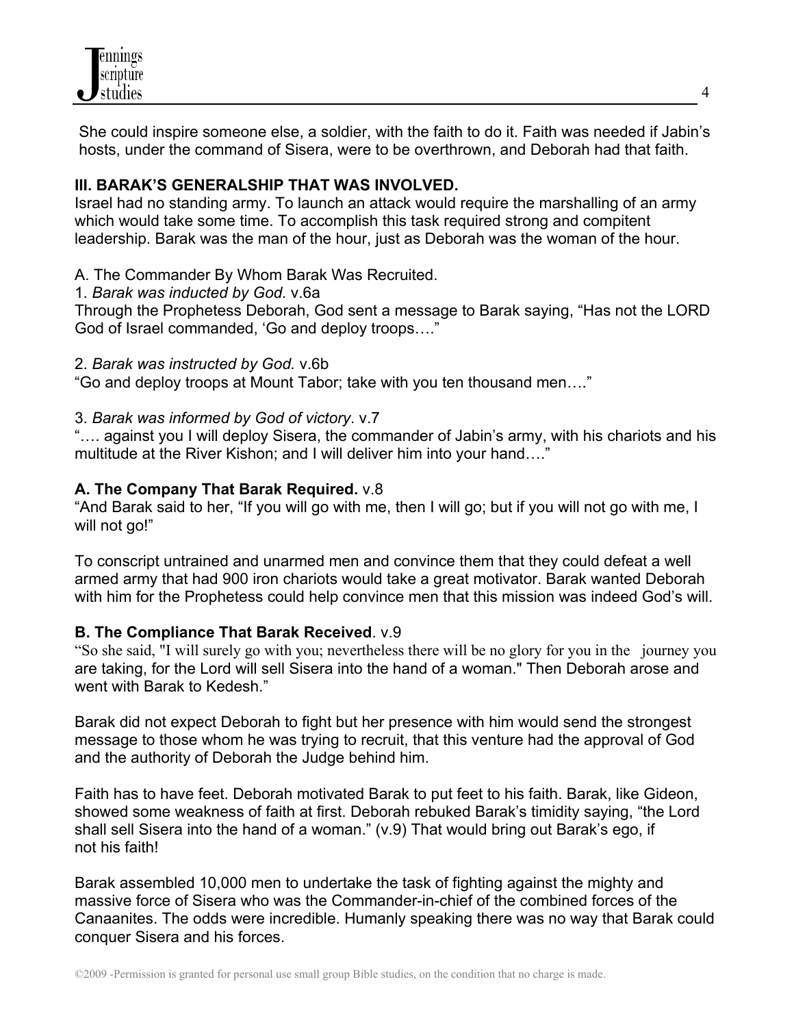She could inspire someone else, a soldier, with the faith to do it. Faith was needed if Jabin's hosts, under the command of Sisera, were to be overthrown, and Deborah had that faith.

**III. BARAK'S GENERALSHIP THAT WAS INVOLVED.**

Israel had no standing army. To launch an attack would require the marshalling of an army which would take some time. To accomplish this task required strong and compitent leadership. Barak was the man of the hour, just as Deborah was the woman of the hour.

A. The Commander By Whom Barak Was Recruited.

1. *Barak was inducted by God.* v.6a

Through the Prophetess Deborah, God sent a message to Barak saying, "Has not the LORD God of Israel commanded, 'Go and deploy troops…."

2. *Barak was instructed by God.* v.6b

"Go and deploy troops at Mount Tabor; take with you ten thousand men…."

3. *Barak was informed by God of victory*. v.7

"…. against you I will deploy Sisera, the commander of Jabin's army, with his chariots and his multitude at the River Kishon; and I will deliver him into your hand…."

**A. The Company That Barak Required.** v.8

"And Barak said to her, "If you will go with me, then I will go; but if you will not go with me, I will not go!"

To conscript untrained and unarmed men and convince them that they could defeat a well armed army that had 900 iron chariots would take a great motivator. Barak wanted Deborah with him for the Prophetess could help convince men that this mission was indeed God's will.

**B. The Compliance That Barak Received**. v.9

"So she said, "I will surely go with you; nevertheless there will be no glory for you in the journey you are taking, for the Lord will sell Sisera into the hand of a woman." Then Deborah arose and went with Barak to Kedesh."

Barak did not expect Deborah to fight but her presence with him would send the strongest message to those whom he was trying to recruit, that this venture had the approval of God and the authority of Deborah the Judge behind him.

Faith has to have feet. Deborah motivated Barak to put feet to his faith. Barak, like Gideon, showed some weakness of faith at first. Deborah rebuked Barak's timidity saying, "the Lord shall sell Sisera into the hand of a woman." (v.9) That would bring out Barak's ego, if not his faith!

Barak assembled 10,000 men to undertake the task of fighting against the mighty and massive force of Sisera who was the Commander-in-chief of the combined forces of the Canaanites. The odds were incredible. Humanly speaking there was no way that Barak could conquer Sisera and his forces.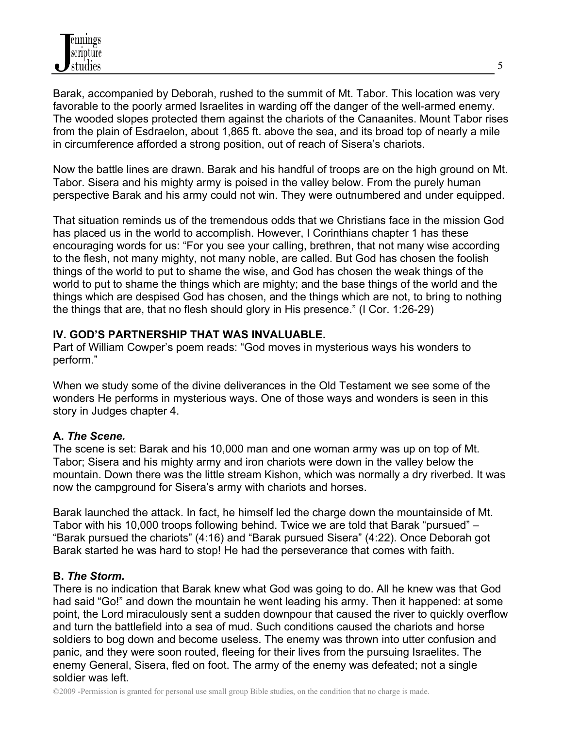Barak, accompanied by Deborah, rushed to the summit of Mt. Tabor. This location was very favorable to the poorly armed Israelites in warding off the danger of the well-armed enemy. The wooded slopes protected them against the chariots of the Canaanites. Mount Tabor rises from the plain of Esdraelon, about 1,865 ft. above the sea, and its broad top of nearly a mile in circumference afforded a strong position, out of reach of Sisera's chariots.

Now the battle lines are drawn. Barak and his handful of troops are on the high ground on Mt. Tabor. Sisera and his mighty army is poised in the valley below. From the purely human perspective Barak and his army could not win. They were outnumbered and under equipped.

That situation reminds us of the tremendous odds that we Christians face in the mission God has placed us in the world to accomplish. However, I Corinthians chapter 1 has these encouraging words for us: "For you see your calling, brethren, that not many wise according to the flesh, not many mighty, not many noble, are called. But God has chosen the foolish things of the world to put to shame the wise, and God has chosen the weak things of the world to put to shame the things which are mighty; and the base things of the world and the things which are despised God has chosen, and the things which are not, to bring to nothing the things that are, that no flesh should glory in His presence." (I Cor. 1:26-29)

**IV. GOD'S PARTNERSHIP THAT WAS INVALUABLE.**

Part of William Cowper's poem reads: "God moves in mysterious ways his wonders to perform."

When we study some of the divine deliverances in the Old Testament we see some of the wonders He performs in mysterious ways. One of those ways and wonders is seen in this story in Judges chapter 4.

**A. *The Scene.***

The scene is set: Barak and his 10,000 man and one woman army was up on top of Mt. Tabor; Sisera and his mighty army and iron chariots were down in the valley below the mountain. Down there was the little stream Kishon, which was normally a dry riverbed. It was now the campground for Sisera's army with chariots and horses.

Barak launched the attack. In fact, he himself led the charge down the mountainside of Mt. Tabor with his 10,000 troops following behind. Twice we are told that Barak "pursued" – "Barak pursued the chariots" (4:16) and "Barak pursued Sisera" (4:22). Once Deborah got Barak started he was hard to stop! He had the perseverance that comes with faith.

**B. *The Storm.***

There is no indication that Barak knew what God was going to do. All he knew was that God had said "Go!" and down the mountain he went leading his army. Then it happened: at some point, the Lord miraculously sent a sudden downpour that caused the river to quickly overflow and turn the battlefield into a sea of mud. Such conditions caused the chariots and horse soldiers to bog down and become useless. The enemy was thrown into utter confusion and panic, and they were soon routed, fleeing for their lives from the pursuing Israelites. The enemy General, Sisera, fled on foot. The army of the enemy was defeated; not a single soldier was left.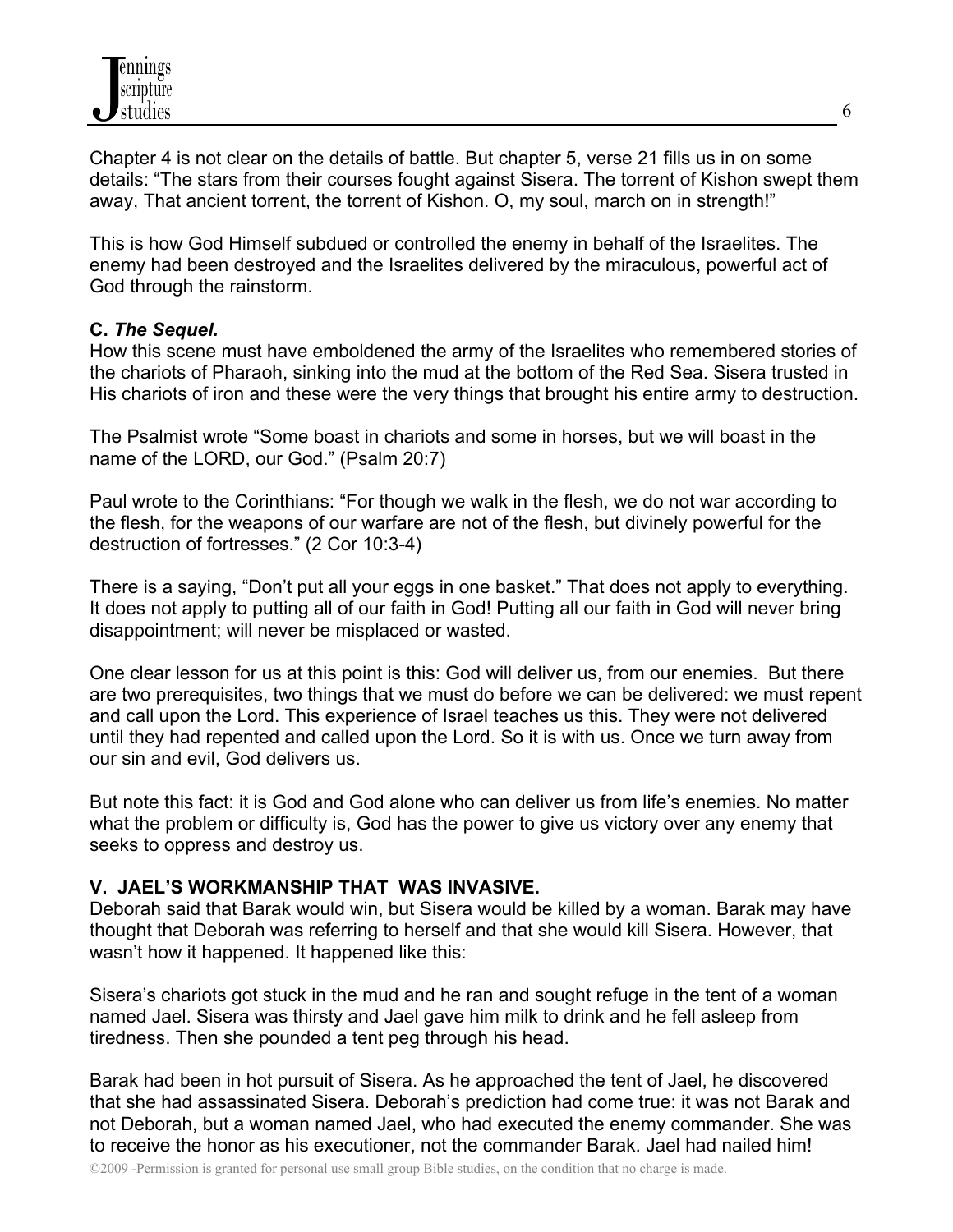Chapter 4 is not clear on the details of battle. But chapter 5, verse 21 fills us in on some details: "The stars from their courses fought against Sisera. The torrent of Kishon swept them away, That ancient torrent, the torrent of Kishon. O, my soul, march on in strength!"

This is how God Himself subdued or controlled the enemy in behalf of the Israelites. The enemy had been destroyed and the Israelites delivered by the miraculous, powerful act of God through the rainstorm.

**C.** ***The Sequel.***

How this scene must have emboldened the army of the Israelites who remembered stories of the chariots of Pharaoh, sinking into the mud at the bottom of the Red Sea. Sisera trusted in His chariots of iron and these were the very things that brought his entire army to destruction.

The Psalmist wrote "Some boast in chariots and some in horses, but we will boast in the name of the LORD, our God." (Psalm 20:7)

Paul wrote to the Corinthians: "For though we walk in the flesh, we do not war according to the flesh, for the weapons of our warfare are not of the flesh, but divinely powerful for the destruction of fortresses." (2 Cor 10:3-4)

There is a saying, "Don't put all your eggs in one basket." That does not apply to everything. It does not apply to putting all of our faith in God! Putting all our faith in God will never bring disappointment; will never be misplaced or wasted.

One clear lesson for us at this point is this: God will deliver us, from our enemies. But there are two prerequisites, two things that we must do before we can be delivered: we must repent and call upon the Lord. This experience of Israel teaches us this. They were not delivered until they had repented and called upon the Lord. So it is with us. Once we turn away from our sin and evil, God delivers us.

But note this fact: it is God and God alone who can deliver us from life's enemies. No matter what the problem or difficulty is, God has the power to give us victory over any enemy that seeks to oppress and destroy us.

**V. JAEL'S WORKMANSHIP THAT WAS INVASIVE.**

Deborah said that Barak would win, but Sisera would be killed by a woman. Barak may have thought that Deborah was referring to herself and that she would kill Sisera. However, that wasn't how it happened. It happened like this:

Sisera's chariots got stuck in the mud and he ran and sought refuge in the tent of a woman named Jael. Sisera was thirsty and Jael gave him milk to drink and he fell asleep from tiredness. Then she pounded a tent peg through his head.

Barak had been in hot pursuit of Sisera. As he approached the tent of Jael, he discovered that she had assassinated Sisera. Deborah's prediction had come true: it was not Barak and not Deborah, but a woman named Jael, who had executed the enemy commander. She was to receive the honor as his executioner, not the commander Barak. Jael had nailed him!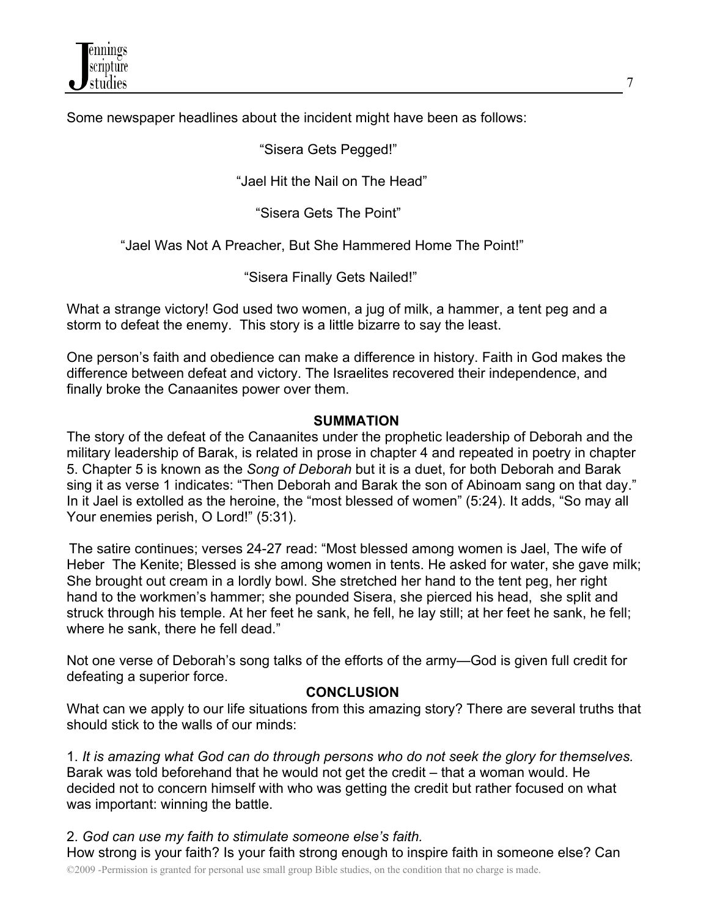Some newspaper headlines about the incident might have been as follows:

"Sisera Gets Pegged!"

"Jael Hit the Nail on The Head"

"Sisera Gets The Point"

"Jael Was Not A Preacher, But She Hammered Home The Point!"

"Sisera Finally Gets Nailed!"

What a strange victory! God used two women, a jug of milk, a hammer, a tent peg and a storm to defeat the enemy. This story is a little bizarre to say the least.

One person's faith and obedience can make a difference in history. Faith in God makes the difference between defeat and victory. The Israelites recovered their independence, and finally broke the Canaanites power over them.

**SUMMATION**

The story of the defeat of the Canaanites under the prophetic leadership of Deborah and the military leadership of Barak, is related in prose in chapter 4 and repeated in poetry in chapter 5. Chapter 5 is known as the *Song of Deborah* but it is a duet, for both Deborah and Barak sing it as verse 1 indicates: "Then Deborah and Barak the son of Abinoam sang on that day." In it Jael is extolled as the heroine, the "most blessed of women" (5:24). It adds, "So may all Your enemies perish, O Lord!" (5:31).

The satire continues; verses 24-27 read: "Most blessed among women is Jael, The wife of Heber The Kenite; Blessed is she among women in tents. He asked for water, she gave milk; She brought out cream in a lordly bowl. She stretched her hand to the tent peg, her right hand to the workmen's hammer; she pounded Sisera, she pierced his head, she split and struck through his temple. At her feet he sank, he fell, he lay still; at her feet he sank, he fell; where he sank, there he fell dead."

Not one verse of Deborah's song talks of the efforts of the army—God is given full credit for defeating a superior force.

**CONCLUSION**

What can we apply to our life situations from this amazing story? There are several truths that should stick to the walls of our minds:

1. *It is amazing what God can do through persons who do not seek the glory for themselves.* Barak was told beforehand that he would not get the credit – that a woman would. He decided not to concern himself with who was getting the credit but rather focused on what was important: winning the battle.

2. *God can use my faith to stimulate someone else's faith.*
How strong is your faith? Is your faith strong enough to inspire faith in someone else? Can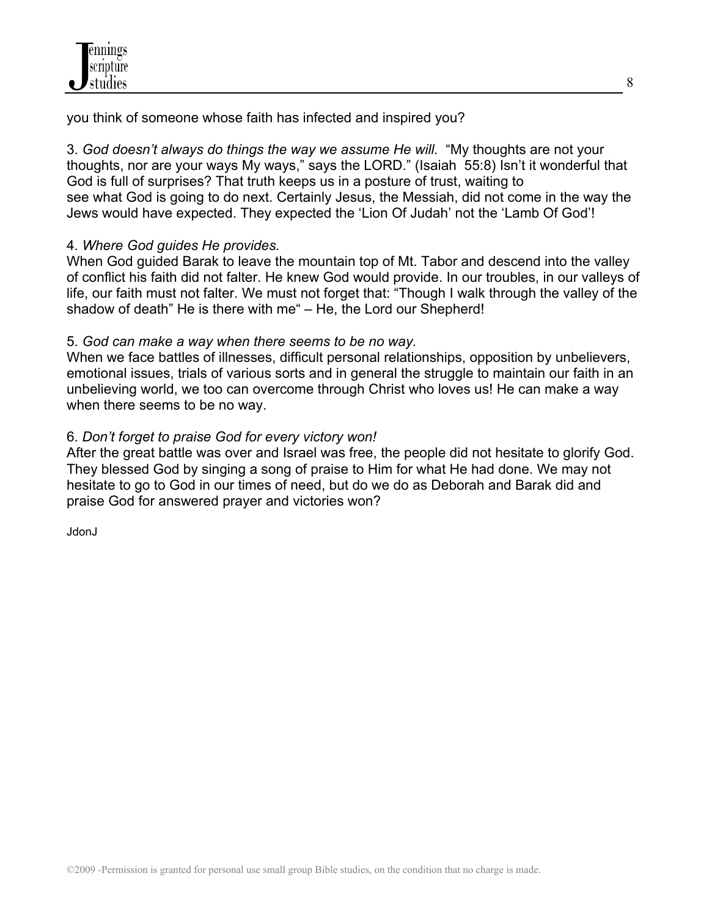you think of someone whose faith has infected and inspired you?

3. *God doesn't always do things the way we assume He will.* "My thoughts are not your thoughts, nor are your ways My ways," says the LORD." (Isaiah 55:8) Isn't it wonderful that God is full of surprises? That truth keeps us in a posture of trust, waiting to see what God is going to do next. Certainly Jesus, the Messiah, did not come in the way the Jews would have expected. They expected the 'Lion Of Judah' not the 'Lamb Of God'!

4. *Where God guides He provides.*
When God guided Barak to leave the mountain top of Mt. Tabor and descend into the valley of conflict his faith did not falter. He knew God would provide. In our troubles, in our valleys of life, our faith must not falter. We must not forget that: "Though I walk through the valley of the shadow of death" He is there with me" – He, the Lord our Shepherd!

5. *God can make a way when there seems to be no way.*
When we face battles of illnesses, difficult personal relationships, opposition by unbelievers, emotional issues, trials of various sorts and in general the struggle to maintain our faith in an unbelieving world, we too can overcome through Christ who loves us! He can make a way when there seems to be no way.

6. *Don't forget to praise God for every victory won!*
After the great battle was over and Israel was free, the people did not hesitate to glorify God. They blessed God by singing a song of praise to Him for what He had done. We may not hesitate to go to God in our times of need, but do we do as Deborah and Barak did and praise God for answered prayer and victories won?

JdonJ

©2009 -Permission is granted for personal use small group Bible studies, on the condition that no charge is made.